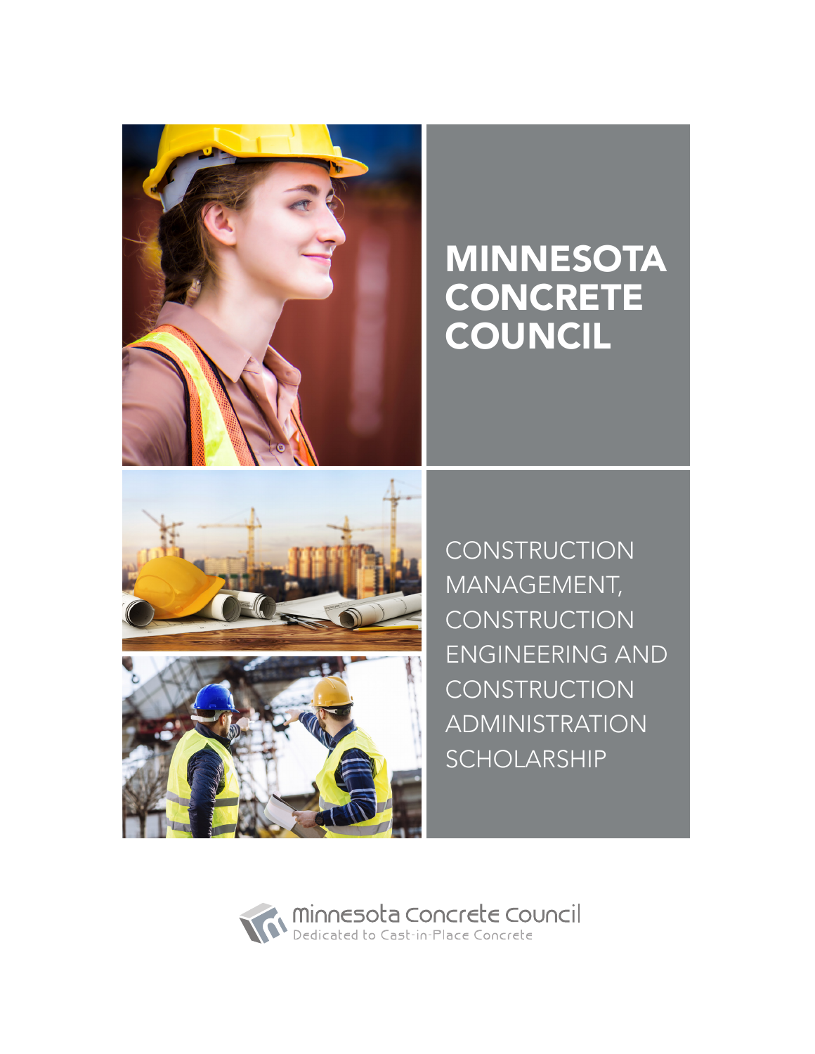# MINNESOTA CONCRETE COUNCIL

## CONSTRUCTION MANAGEMENT, CONSTRUCTION ENGINEERING AND CONSTRUCTION ADMINISTRATION SCHOLARSHIP

minnesota concrete council
Dedicated to Cast-in-Place Concrete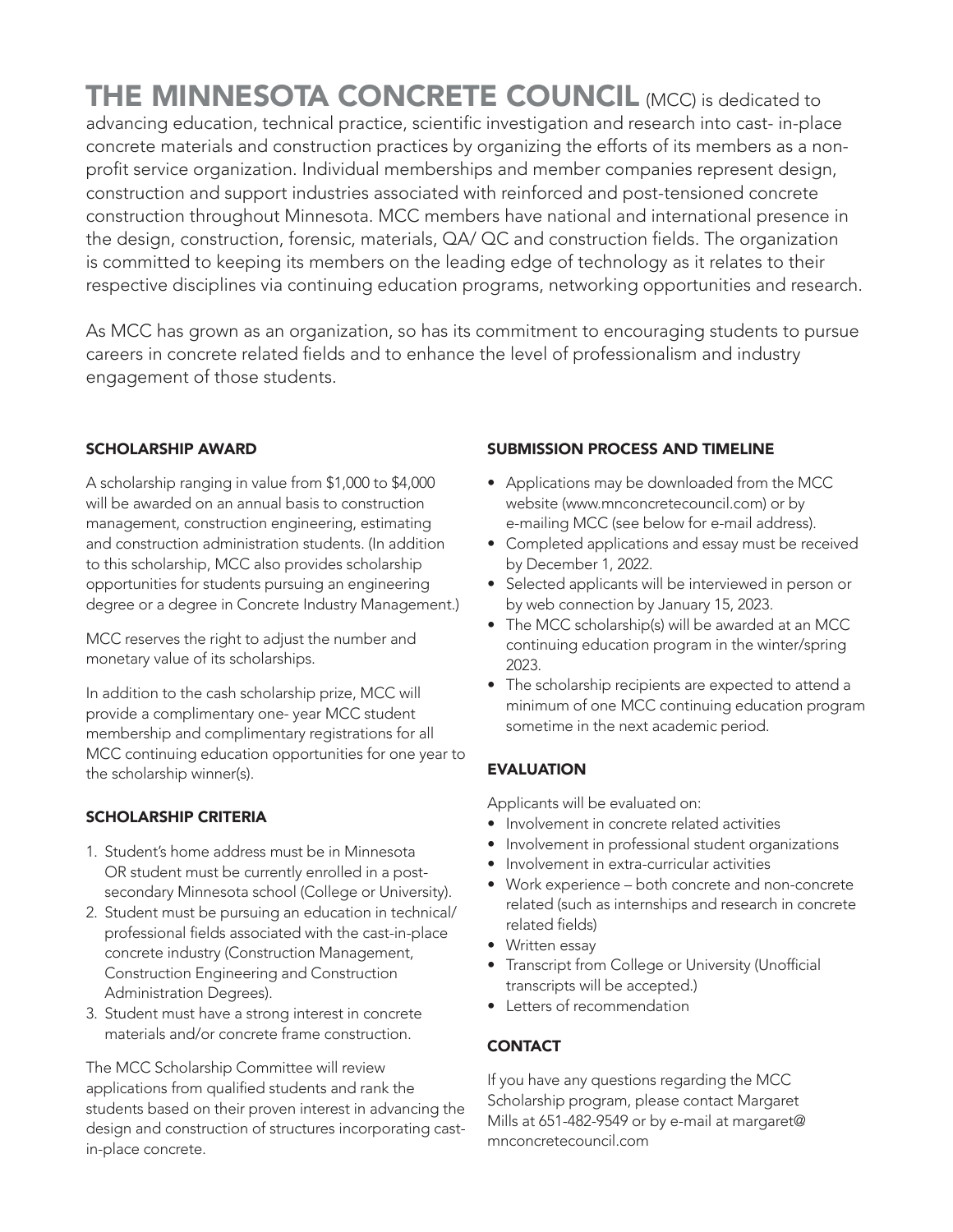**THE MINNESOTA CONCRETE COUNCIL** (MCC) is dedicated to advancing education, technical practice, scientific investigation and research into cast- in-place concrete materials and construction practices by organizing the efforts of its members as a non-profit service organization. Individual memberships and member companies represent design, construction and support industries associated with reinforced and post-tensioned concrete construction throughout Minnesota. MCC members have national and international presence in the design, construction, forensic, materials, QA/ QC and construction fields. The organization is committed to keeping its members on the leading edge of technology as it relates to their respective disciplines via continuing education programs, networking opportunities and research.

As MCC has grown as an organization, so has its commitment to encouraging students to pursue careers in concrete related fields and to enhance the level of professionalism and industry engagement of those students.

## SCHOLARSHIP AWARD

A scholarship ranging in value from $1,000 to $4,000 will be awarded on an annual basis to construction management, construction engineering, estimating and construction administration students. (In addition to this scholarship, MCC also provides scholarship opportunities for students pursuing an engineering degree or a degree in Concrete Industry Management.)

MCC reserves the right to adjust the number and monetary value of its scholarships.

In addition to the cash scholarship prize, MCC will provide a complimentary one- year MCC student membership and complimentary registrations for all MCC continuing education opportunities for one year to the scholarship winner(s).

## SCHOLARSHIP CRITERIA

1. Student's home address must be in Minnesota OR student must be currently enrolled in a post-secondary Minnesota school (College or University).
2. Student must be pursuing an education in technical/ professional fields associated with the cast-in-place concrete industry (Construction Management, Construction Engineering and Construction Administration Degrees).
3. Student must have a strong interest in concrete materials and/or concrete frame construction.

The MCC Scholarship Committee will review applications from qualified students and rank the students based on their proven interest in advancing the design and construction of structures incorporating cast-in-place concrete.

## SUBMISSION PROCESS AND TIMELINE

- Applications may be downloaded from the MCC website (www.mnconcretecouncil.com) or by e-mailing MCC (see below for e-mail address).
- Completed applications and essay must be received by December 1, 2022.
- Selected applicants will be interviewed in person or by web connection by January 15, 2023.
- The MCC scholarship(s) will be awarded at an MCC continuing education program in the winter/spring 2023.
- The scholarship recipients are expected to attend a minimum of one MCC continuing education program sometime in the next academic period.

## EVALUATION

Applicants will be evaluated on:

- Involvement in concrete related activities
- Involvement in professional student organizations
- Involvement in extra-curricular activities
- Work experience – both concrete and non-concrete related (such as internships and research in concrete related fields)
- Written essay
- Transcript from College or University (Unofficial transcripts will be accepted.)
- Letters of recommendation

## CONTACT

If you have any questions regarding the MCC Scholarship program, please contact Margaret Mills at 651-482-9549 or by e-mail at margaret@mnconcretecouncil.com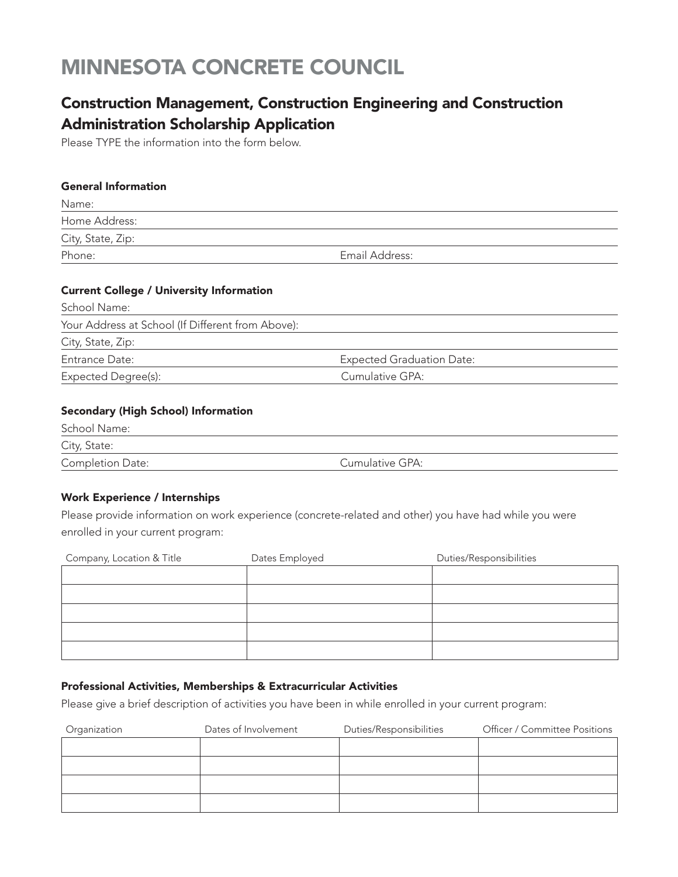# MINNESOTA CONCRETE COUNCIL

## Construction Management, Construction Engineering and Construction Administration Scholarship Application

Please TYPE the information into the form below.

### General Information

Name:

Home Address:

City, State, Zip:

Phone: Email Address:

### Current College / University Information

School Name:

Your Address at School (If Different from Above):

City, State, Zip:

Entrance Date: Expected Graduation Date:

Expected Degree(s): Cumulative GPA:

### Secondary (High School) Information

School Name:

City, State:

Completion Date: Cumulative GPA:

### Work Experience / Internships

Please provide information on work experience (concrete-related and other) you have had while you were enrolled in your current program:

| Company, Location & Title | Dates Employed | Duties/Responsibilities |
| --- | --- | --- |
| | | |
| | | |
| | | |
| | | |
| | | |

### Professional Activities, Memberships & Extracurricular Activities

Please give a brief description of activities you have been in while enrolled in your current program:

| Organization | Dates of Involvement | Duties/Responsibilities | Officer / Committee Positions |
| --- | --- | --- | --- |
| | | | |
| | | | |
| | | | |
| | | | |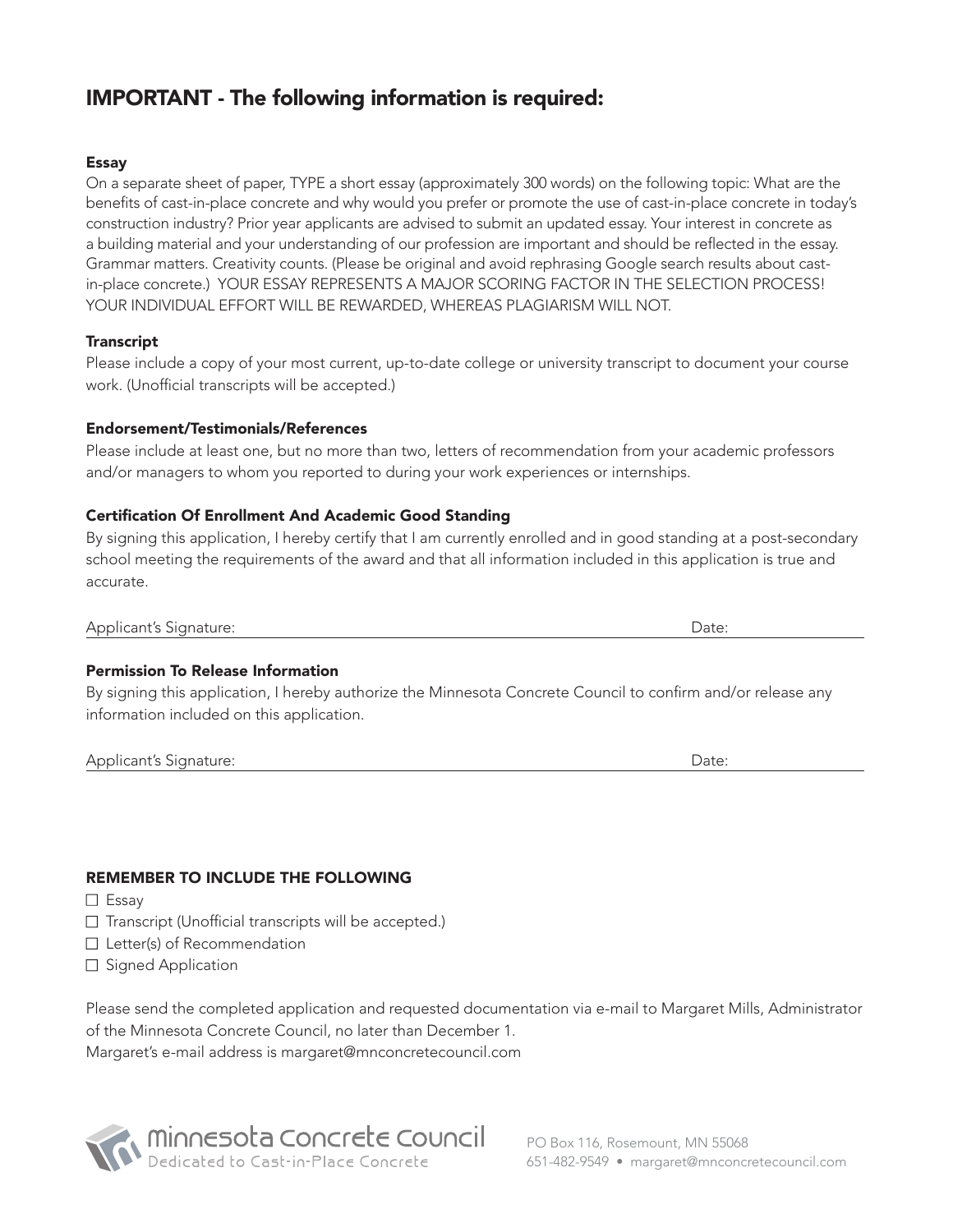## IMPORTANT - The following information is required:

**Essay**

On a separate sheet of paper, TYPE a short essay (approximately 300 words) on the following topic: What are the benefits of cast-in-place concrete and why would you prefer or promote the use of cast-in-place concrete in today's construction industry? Prior year applicants are advised to submit an updated essay. Your interest in concrete as a building material and your understanding of our profession are important and should be reflected in the essay. Grammar matters. Creativity counts. (Please be original and avoid rephrasing Google search results about cast-in-place concrete.) YOUR ESSAY REPRESENTS A MAJOR SCORING FACTOR IN THE SELECTION PROCESS! YOUR INDIVIDUAL EFFORT WILL BE REWARDED, WHEREAS PLAGIARISM WILL NOT.

**Transcript**

Please include a copy of your most current, up-to-date college or university transcript to document your course work. (Unofficial transcripts will be accepted.)

**Endorsement/Testimonials/References**

Please include at least one, but no more than two, letters of recommendation from your academic professors and/or managers to whom you reported to during your work experiences or internships.

**Certification Of Enrollment And Academic Good Standing**

By signing this application, I hereby certify that I am currently enrolled and in good standing at a post-secondary school meeting the requirements of the award and that all information included in this application is true and accurate.

Applicant's Signature: ______________________________ Date: ____________

**Permission To Release Information**

By signing this application, I hereby authorize the Minnesota Concrete Council to confirm and/or release any information included on this application.

Applicant's Signature: ______________________________ Date: ____________

**REMEMBER TO INCLUDE THE FOLLOWING**

- ☐ Essay
- ☐ Transcript (Unofficial transcripts will be accepted.)
- ☐ Letter(s) of Recommendation
- ☐ Signed Application

Please send the completed application and requested documentation via e-mail to Margaret Mills, Administrator of the Minnesota Concrete Council, no later than December 1.
Margaret's e-mail address is margaret@mnconcretecouncil.com

minnesota concrete council
Dedicated to Cast-in-Place Concrete

PO Box 116, Rosemount, MN 55068
651-482-9549 • margaret@mnconcretecouncil.com